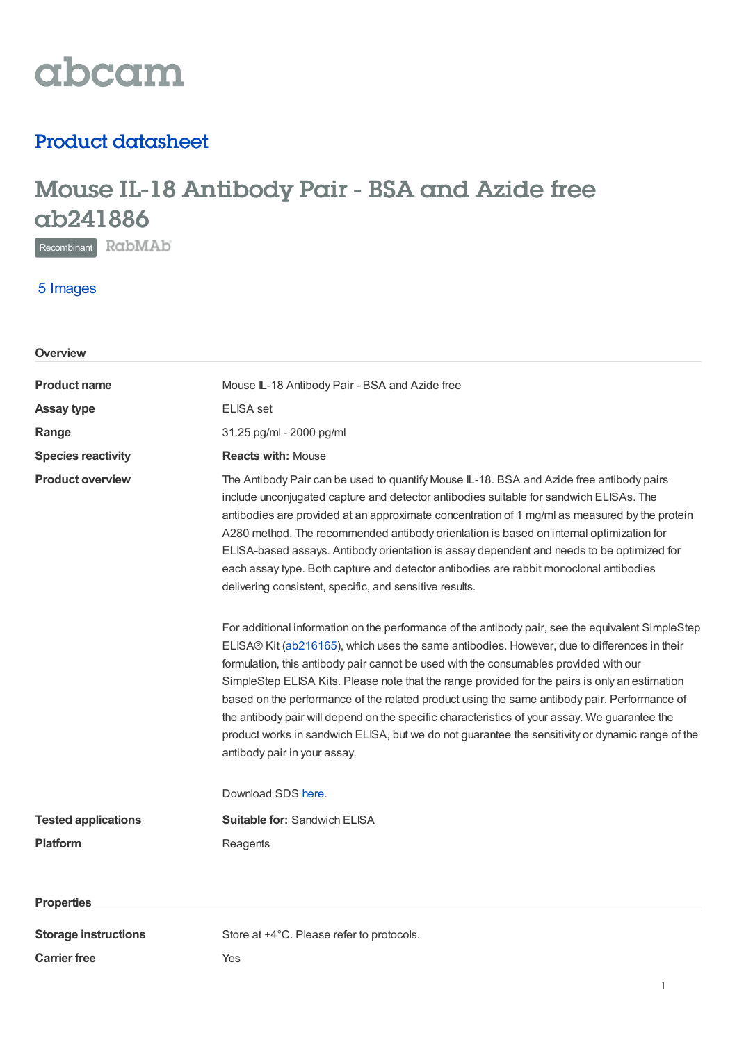abcam

## Product datasheet

# Mouse IL-18 Antibody Pair - BSA and Azide free ab241886

Recombinant RabMAb

5 Images

## Overview

| | |
|---|---|
| **Product name** | Mouse IL-18 Antibody Pair - BSA and Azide free |
| **Assay type** | ELISA set |
| **Range** | 31.25 pg/ml - 2000 pg/ml |
| **Species reactivity** | **Reacts with:** Mouse |
| **Product overview** | The Antibody Pair can be used to quantify Mouse IL-18. BSA and Azide free antibody pairs include unconjugated capture and detector antibodies suitable for sandwich ELISAs. The antibodies are provided at an approximate concentration of 1 mg/ml as measured by the protein A280 method. The recommended antibody orientation is based on internal optimization for ELISA-based assays. Antibody orientation is assay dependent and needs to be optimized for each assay type. Both capture and detector antibodies are rabbit monoclonal antibodies delivering consistent, specific, and sensitive results.<br><br>For additional information on the performance of the antibody pair, see the equivalent SimpleStep ELISA® Kit (ab216165), which uses the same antibodies. However, due to differences in their formulation, this antibody pair cannot be used with the consumables provided with our SimpleStep ELISA Kits. Please note that the range provided for the pairs is only an estimation based on the performance of the related product using the same antibody pair. Performance of the antibody pair will depend on the specific characteristics of your assay. We guarantee the product works in sandwich ELISA, but we do not guarantee the sensitivity or dynamic range of the antibody pair in your assay.<br><br>Download SDS here. |
| **Tested applications** | **Suitable for:** Sandwich ELISA |
| **Platform** | Reagents |

## Properties

| | |
|---|---|
| **Storage instructions** | Store at +4°C. Please refer to protocols. |
| **Carrier free** | Yes |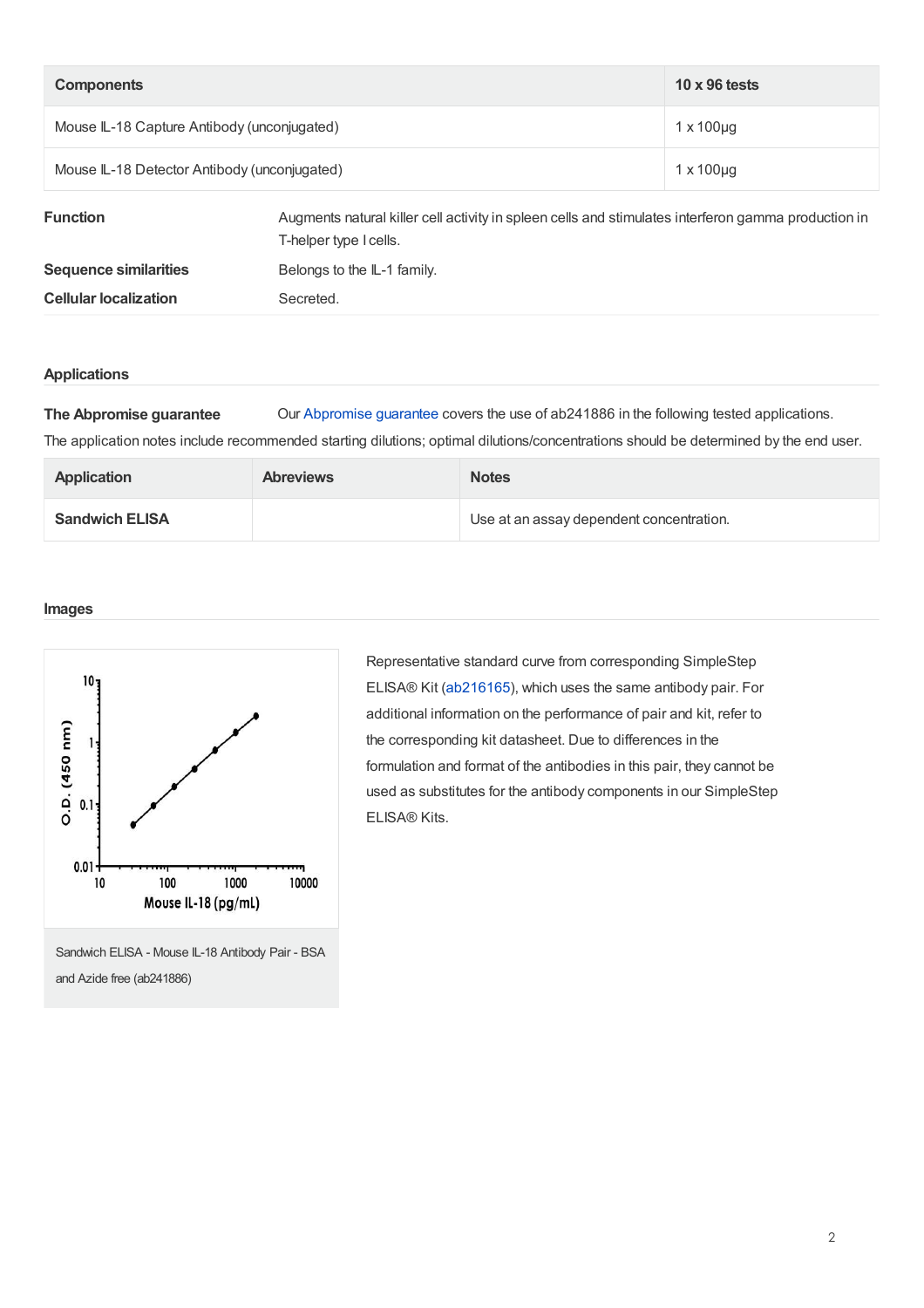| Components | 10 x 96 tests |
|---|---|
| Mouse IL-18 Capture Antibody (unconjugated) | 1 x 100µg |
| Mouse IL-18 Detector Antibody (unconjugated) | 1 x 100µg |

**Function** Augments natural killer cell activity in spleen cells and stimulates interferon gamma production in T-helper type I cells.

**Sequence similarities** Belongs to the IL-1 family.

**Cellular localization** Secreted.

## Applications

**The Abpromise guarantee** Our Abpromise guarantee covers the use of ab241886 in the following tested applications.

The application notes include recommended starting dilutions; optimal dilutions/concentrations should be determined by the end user.

| Application | Abreviews | Notes |
|---|---|---|
| **Sandwich ELISA** | | Use at an assay dependent concentration. |

## Images

Sandwich ELISA - Mouse IL-18 Antibody Pair - BSA and Azide free (ab241886)

Representative standard curve from corresponding SimpleStep ELISA® Kit (ab216165), which uses the same antibody pair. For additional information on the performance of pair and kit, refer to the corresponding kit datasheet. Due to differences in the formulation and format of the antibodies in this pair, they cannot be used as substitutes for the antibody components in our SimpleStep ELISA® Kits.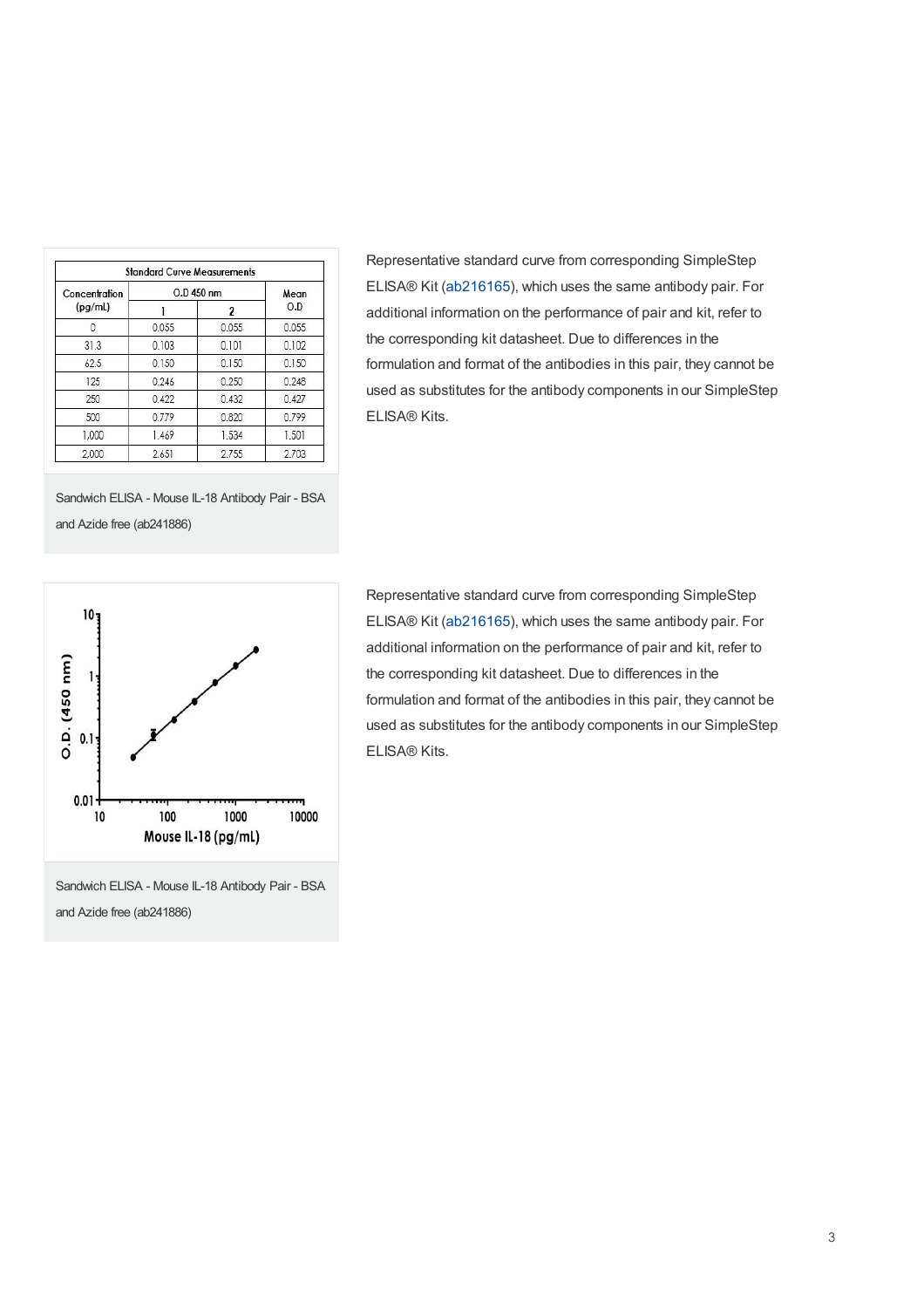| Standard Curve Measurements | | | |
|---|---|---|---|
| Concentration (pg/mL) | O.D 450 nm | | Mean O.D |
| | 1 | 2 | |
| 0 | 0.055 | 0.055 | 0.055 |
| 31.3 | 0.103 | 0.101 | 0.102 |
| 62.5 | 0.150 | 0.150 | 0.150 |
| 125 | 0.246 | 0.250 | 0.248 |
| 250 | 0.422 | 0.432 | 0.427 |
| 500 | 0.779 | 0.820 | 0.799 |
| 1,000 | 1.469 | 1.534 | 1.501 |
| 2,000 | 2.651 | 2.755 | 2.703 |

Sandwich ELISA - Mouse IL-18 Antibody Pair - BSA and Azide free (ab241886)

Representative standard curve from corresponding SimpleStep ELISA® Kit (ab216165), which uses the same antibody pair. For additional information on the performance of pair and kit, refer to the corresponding kit datasheet. Due to differences in the formulation and format of the antibodies in this pair, they cannot be used as substitutes for the antibody components in our SimpleStep ELISA® Kits.

Sandwich ELISA - Mouse IL-18 Antibody Pair - BSA and Azide free (ab241886)

Representative standard curve from corresponding SimpleStep ELISA® Kit (ab216165), which uses the same antibody pair. For additional information on the performance of pair and kit, refer to the corresponding kit datasheet. Due to differences in the formulation and format of the antibodies in this pair, they cannot be used as substitutes for the antibody components in our SimpleStep ELISA® Kits.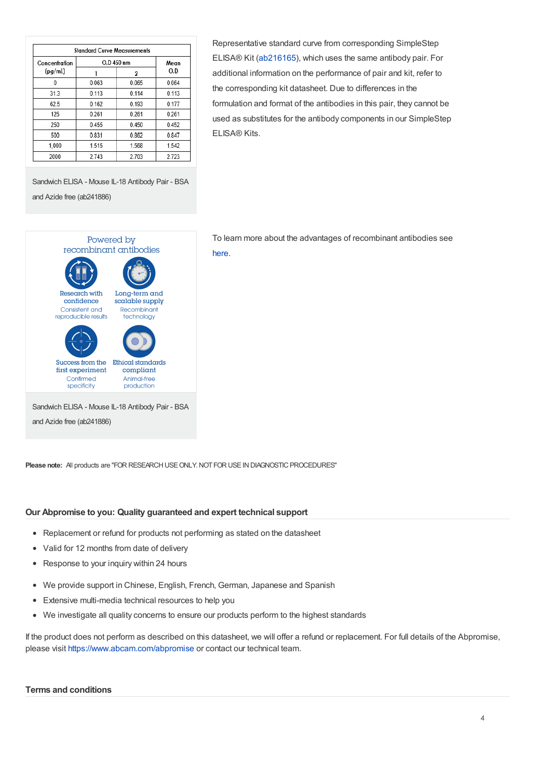| Standard Curve Measurements | | | |
|---|---|---|---|
| Concentration (pg/ml) | O.D 450 nm | | Mean O.D |
| | 1 | 2 | |
| 0 | 0.063 | 0.065 | 0.064 |
| 31.3 | 0.113 | 0.114 | 0.113 |
| 62.5 | 0.162 | 0.193 | 0.177 |
| 125 | 0.261 | 0.261 | 0.261 |
| 250 | 0.455 | 0.450 | 0.452 |
| 500 | 0.831 | 0.862 | 0.847 |
| 1,000 | 1.515 | 1.568 | 1.542 |
| 2000 | 2.743 | 2.703 | 2.723 |

Sandwich ELISA - Mouse IL-18 Antibody Pair - BSA and Azide free (ab241886)

Representative standard curve from corresponding SimpleStep ELISA® Kit (ab216165), which uses the same antibody pair. For additional information on the performance of pair and kit, refer to the corresponding kit datasheet. Due to differences in the formulation and format of the antibodies in this pair, they cannot be used as substitutes for the antibody components in our SimpleStep ELISA® Kits.

Powered by recombinant antibodies

Research with confidence – Consistent and reproducible results

Long-term and scalable supply – Recombinant technology

Success from the first experiment – Confirmed specificity

Ethical standards compliant – Animal-free production

Sandwich ELISA - Mouse IL-18 Antibody Pair - BSA and Azide free (ab241886)

To learn more about the advantages of recombinant antibodies see here.

**Please note:** All products are "FOR RESEARCH USE ONLY. NOT FOR USE IN DIAGNOSTIC PROCEDURES"

## Our Abpromise to you: Quality guaranteed and expert technical support

- Replacement or refund for products not performing as stated on the datasheet
- Valid for 12 months from date of delivery
- Response to your inquiry within 24 hours

- We provide support in Chinese, English, French, German, Japanese and Spanish
- Extensive multi-media technical resources to help you
- We investigate all quality concerns to ensure our products perform to the highest standards

If the product does not perform as described on this datasheet, we will offer a refund or replacement. For full details of the Abpromise, please visit https://www.abcam.com/abpromise or contact our technical team.

## Terms and conditions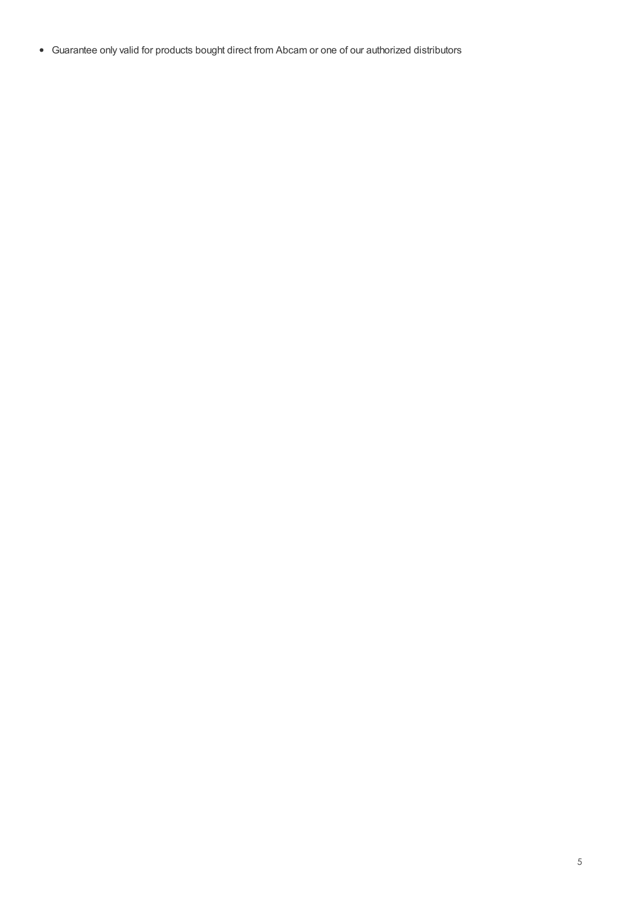- Guarantee only valid for products bought direct from Abcam or one of our authorized distributors